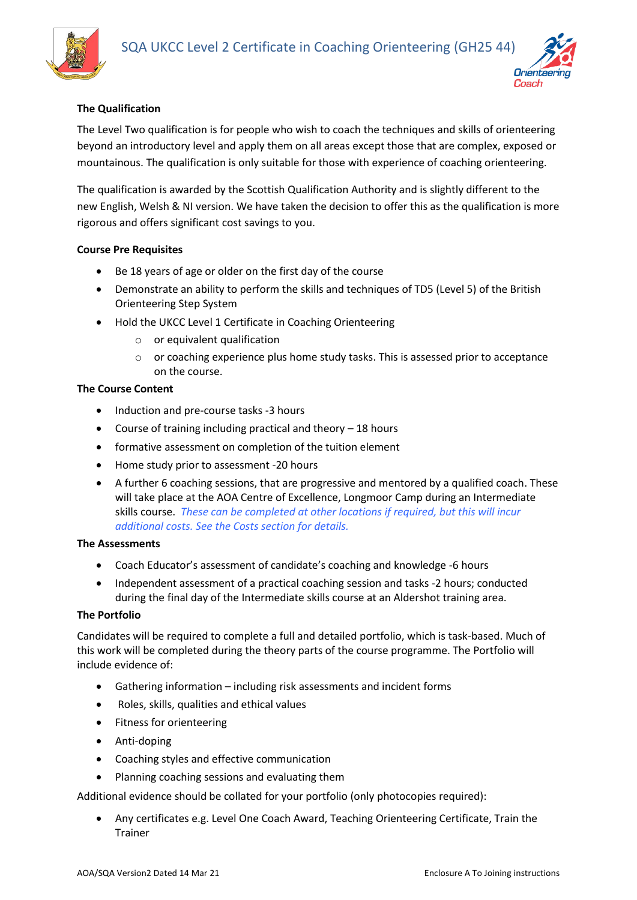# SQA UKCC Level 2 Certificate in Coaching Orienteering (GH25 44)

**The Qualification**

The Level Two qualification is for people who wish to coach the techniques and skills of orienteering beyond an introductory level and apply them on all areas except those that are complex, exposed or mountainous. The qualification is only suitable for those with experience of coaching orienteering.

The qualification is awarded by the Scottish Qualification Authority and is slightly different to the new English, Welsh & NI version. We have taken the decision to offer this as the qualification is more rigorous and offers significant cost savings to you.

**Course Pre Requisites**

- Be 18 years of age or older on the first day of the course
- Demonstrate an ability to perform the skills and techniques of TD5 (Level 5) of the British Orienteering Step System
- Hold the UKCC Level 1 Certificate in Coaching Orienteering
    - or equivalent qualification
    - or coaching experience plus home study tasks. This is assessed prior to acceptance on the course.

**The Course Content**

- Induction and pre-course tasks -3 hours
- Course of training including practical and theory – 18 hours
- formative assessment on completion of the tuition element
- Home study prior to assessment -20 hours
- A further 6 coaching sessions, that are progressive and mentored by a qualified coach. These will take place at the AOA Centre of Excellence, Longmoor Camp during an Intermediate skills course. *These can be completed at other locations if required, but this will incur additional costs. See the Costs section for details.*

**The Assessments**

- Coach Educator's assessment of candidate's coaching and knowledge -6 hours
- Independent assessment of a practical coaching session and tasks -2 hours; conducted during the final day of the Intermediate skills course at an Aldershot training area.

**The Portfolio**

Candidates will be required to complete a full and detailed portfolio, which is task-based. Much of this work will be completed during the theory parts of the course programme. The Portfolio will include evidence of:

- Gathering information – including risk assessments and incident forms
- Roles, skills, qualities and ethical values
- Fitness for orienteering
- Anti-doping
- Coaching styles and effective communication
- Planning coaching sessions and evaluating them

Additional evidence should be collated for your portfolio (only photocopies required):

- Any certificates e.g. Level One Coach Award, Teaching Orienteering Certificate, Train the Trainer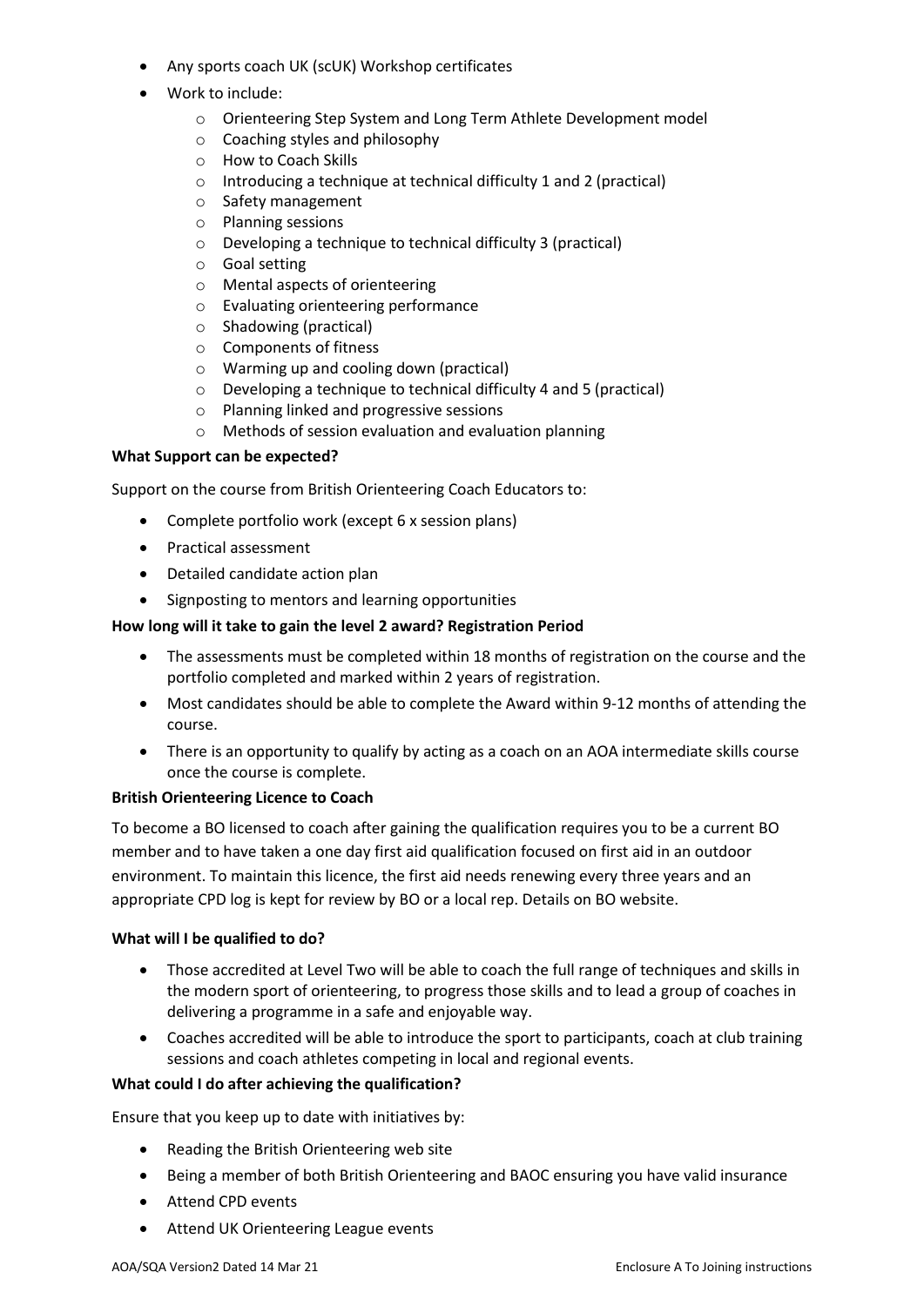- Any sports coach UK (scUK) Workshop certificates
- Work to include:
  - Orienteering Step System and Long Term Athlete Development model
  - Coaching styles and philosophy
  - How to Coach Skills
  - Introducing a technique at technical difficulty 1 and 2 (practical)
  - Safety management
  - Planning sessions
  - Developing a technique to technical difficulty 3 (practical)
  - Goal setting
  - Mental aspects of orienteering
  - Evaluating orienteering performance
  - Shadowing (practical)
  - Components of fitness
  - Warming up and cooling down (practical)
  - Developing a technique to technical difficulty 4 and 5 (practical)
  - Planning linked and progressive sessions
  - Methods of session evaluation and evaluation planning

**What Support can be expected?**

Support on the course from British Orienteering Coach Educators to:

- Complete portfolio work (except 6 x session plans)
- Practical assessment
- Detailed candidate action plan
- Signposting to mentors and learning opportunities

**How long will it take to gain the level 2 award? Registration Period**

- The assessments must be completed within 18 months of registration on the course and the portfolio completed and marked within 2 years of registration.
- Most candidates should be able to complete the Award within 9-12 months of attending the course.
- There is an opportunity to qualify by acting as a coach on an AOA intermediate skills course once the course is complete.

**British Orienteering Licence to Coach**

To become a BO licensed to coach after gaining the qualification requires you to be a current BO member and to have taken a one day first aid qualification focused on first aid in an outdoor environment. To maintain this licence, the first aid needs renewing every three years and an appropriate CPD log is kept for review by BO or a local rep. Details on BO website.

**What will I be qualified to do?**

- Those accredited at Level Two will be able to coach the full range of techniques and skills in the modern sport of orienteering, to progress those skills and to lead a group of coaches in delivering a programme in a safe and enjoyable way.
- Coaches accredited will be able to introduce the sport to participants, coach at club training sessions and coach athletes competing in local and regional events.

**What could I do after achieving the qualification?**

Ensure that you keep up to date with initiatives by:

- Reading the British Orienteering web site
- Being a member of both British Orienteering and BAOC ensuring you have valid insurance
- Attend CPD events
- Attend UK Orienteering League events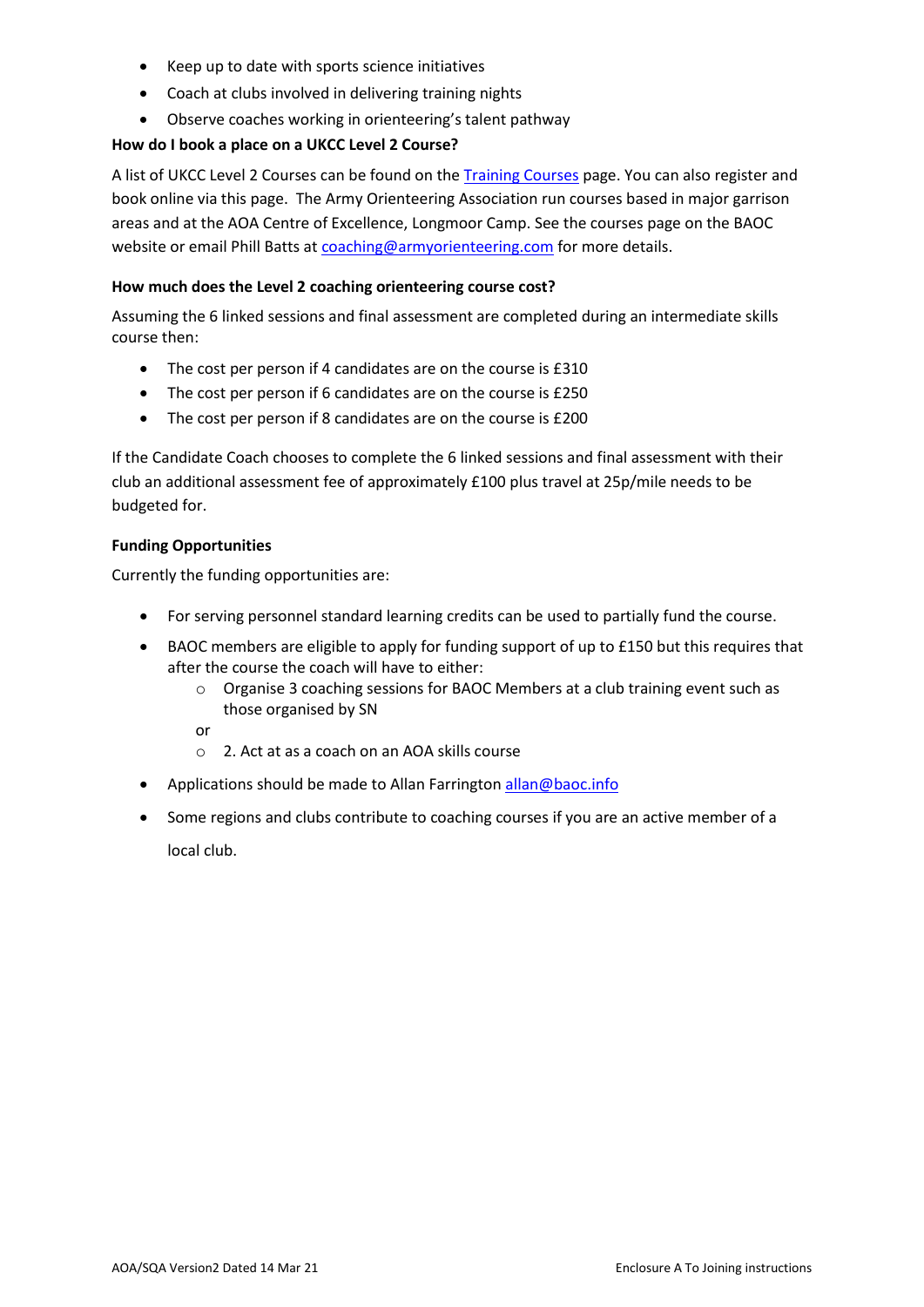- Keep up to date with sports science initiatives
- Coach at clubs involved in delivering training nights
- Observe coaches working in orienteering's talent pathway

**How do I book a place on a UKCC Level 2 Course?**

A list of UKCC Level 2 Courses can be found on the Training Courses page. You can also register and book online via this page. The Army Orienteering Association run courses based in major garrison areas and at the AOA Centre of Excellence, Longmoor Camp. See the courses page on the BAOC website or email Phill Batts at coaching@armyorienteering.com for more details.

**How much does the Level 2 coaching orienteering course cost?**

Assuming the 6 linked sessions and final assessment are completed during an intermediate skills course then:

- The cost per person if 4 candidates are on the course is £310
- The cost per person if 6 candidates are on the course is £250
- The cost per person if 8 candidates are on the course is £200

If the Candidate Coach chooses to complete the 6 linked sessions and final assessment with their club an additional assessment fee of approximately £100 plus travel at 25p/mile needs to be budgeted for.

**Funding Opportunities**

Currently the funding opportunities are:

- For serving personnel standard learning credits can be used to partially fund the course.
- BAOC members are eligible to apply for funding support of up to £150 but this requires that after the course the coach will have to either:
  - Organise 3 coaching sessions for BAOC Members at a club training event such as those organised by SN

  or

  - 2. Act at as a coach on an AOA skills course
- Applications should be made to Allan Farrington allan@baoc.info
- Some regions and clubs contribute to coaching courses if you are an active member of a local club.

AOA/SQA Version2 Dated 14 Mar 21 Enclosure A To Joining instructions